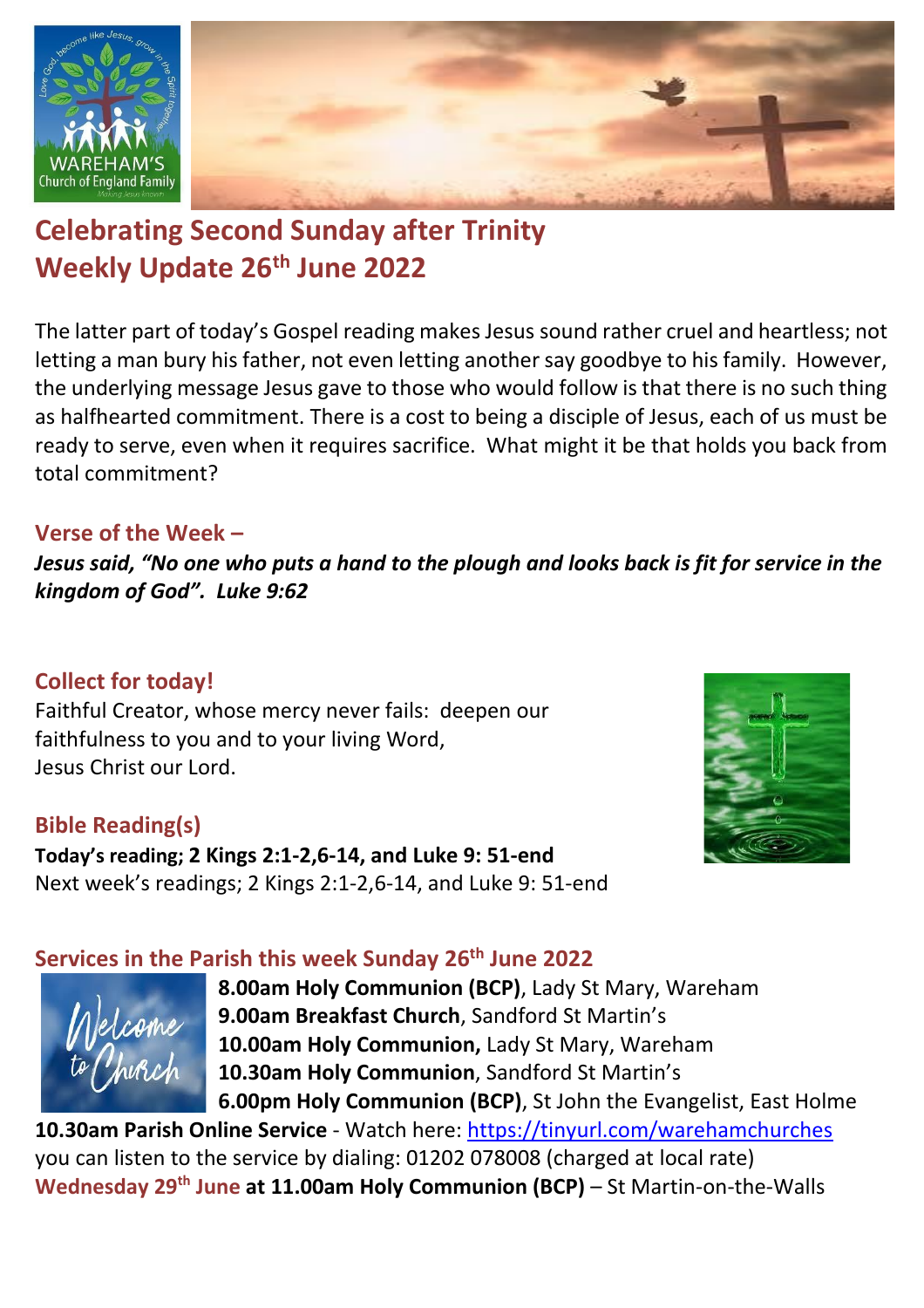# Celebrating Second Sunday after Trinity
# Weekly Update 26th June 2022

The latter part of today's Gospel reading makes Jesus sound rather cruel and heartless; not letting a man bury his father, not even letting another say goodbye to his family. However, the underlying message Jesus gave to those who would follow is that there is no such thing as halfhearted commitment. There is a cost to being a disciple of Jesus, each of us must be ready to serve, even when it requires sacrifice. What might it be that holds you back from total commitment?

## Verse of the Week –

***Jesus said, "No one who puts a hand to the plough and looks back is fit for service in the kingdom of God". Luke 9:62***

## Collect for today!

Faithful Creator, whose mercy never fails: deepen our faithfulness to you and to your living Word, Jesus Christ our Lord.

## Bible Reading(s)

**Today's reading; 2 Kings 2:1-2,6-14, and Luke 9: 51-end**
Next week's readings; 2 Kings 2:1-2,6-14, and Luke 9: 51-end

## Services in the Parish this week Sunday 26th June 2022

**8.00am Holy Communion (BCP)**, Lady St Mary, Wareham
**9.00am Breakfast Church**, Sandford St Martin's
**10.00am Holy Communion,** Lady St Mary, Wareham
**10.30am Holy Communion**, Sandford St Martin's
**6.00pm Holy Communion (BCP)**, St John the Evangelist, East Holme
**10.30am Parish Online Service** - Watch here: https://tinyurl.com/warehamchurches
you can listen to the service by dialing: 01202 078008 (charged at local rate)
**Wednesday 29th June at 11.00am Holy Communion (BCP)** – St Martin-on-the-Walls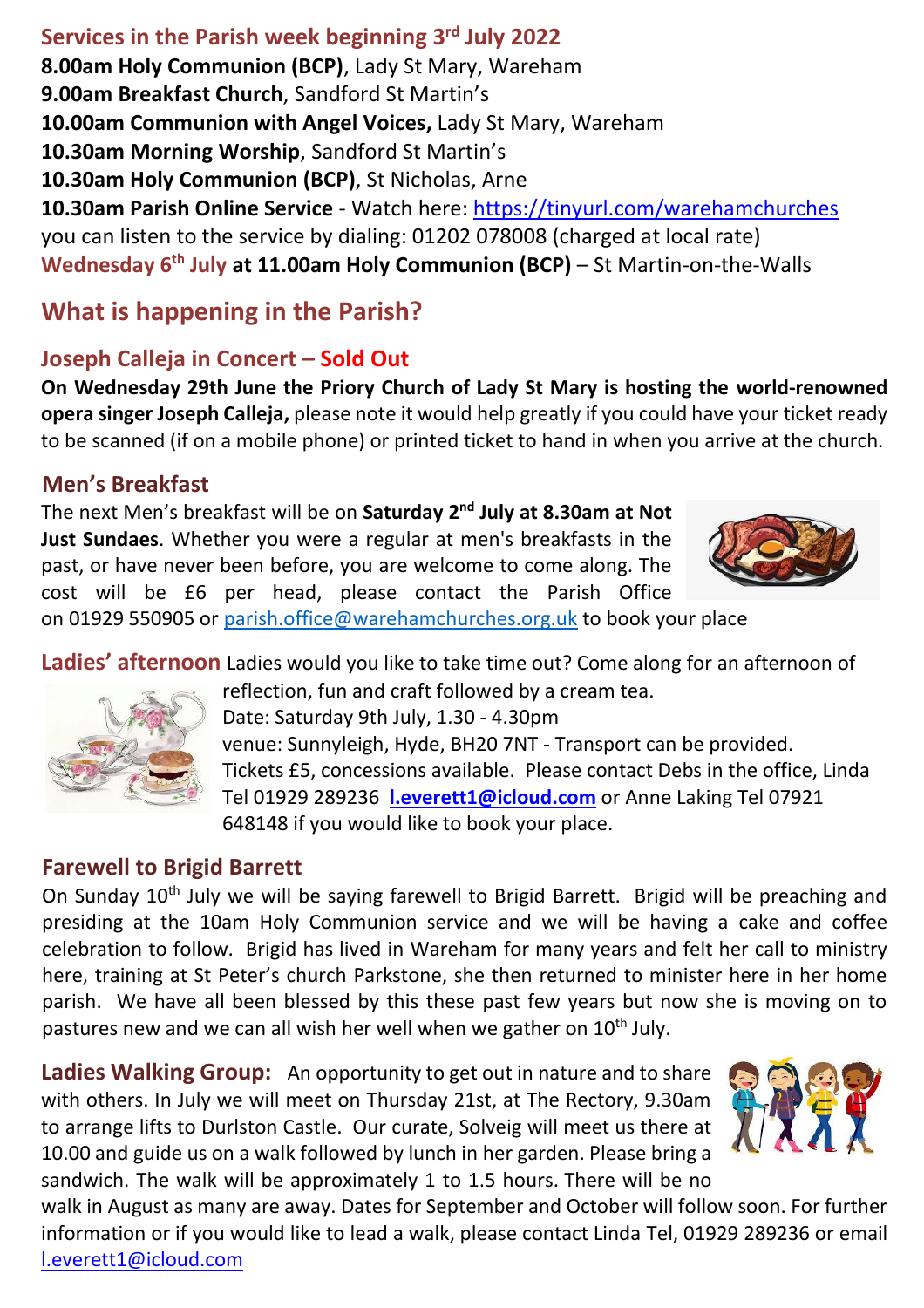## Services in the Parish week beginning 3rd July 2022

**8.00am Holy Communion (BCP)**, Lady St Mary, Wareham
**9.00am Breakfast Church**, Sandford St Martin's
**10.00am Communion with Angel Voices,** Lady St Mary, Wareham
**10.30am Morning Worship**, Sandford St Martin's
**10.30am Holy Communion (BCP)**, St Nicholas, Arne
**10.30am Parish Online Service** - Watch here: https://tinyurl.com/warehamchurches
you can listen to the service by dialing: 01202 078008 (charged at local rate)
**Wednesday 6th July at 11.00am Holy Communion (BCP)** – St Martin-on-the-Walls

# What is happening in the Parish?

### Joseph Calleja in Concert – Sold Out

**On Wednesday 29th June the Priory Church of Lady St Mary is hosting the world-renowned opera singer Joseph Calleja,** please note it would help greatly if you could have your ticket ready to be scanned (if on a mobile phone) or printed ticket to hand in when you arrive at the church.

### Men's Breakfast

The next Men's breakfast will be on **Saturday 2nd July at 8.30am at Not Just Sundaes**. Whether you were a regular at men's breakfasts in the past, or have never been before, you are welcome to come along. The cost will be £6 per head, please contact the Parish Office on 01929 550905 or parish.office@warehamchurches.org.uk to book your place

### Ladies' afternoon

Ladies would you like to take time out? Come along for an afternoon of reflection, fun and craft followed by a cream tea.
Date: Saturday 9th July, 1.30 - 4.30pm
venue: Sunnyleigh, Hyde, BH20 7NT - Transport can be provided.
Tickets £5, concessions available. Please contact Debs in the office, Linda Tel 01929 289236 **l.everett1@icloud.com** or Anne Laking Tel 07921 648148 if you would like to book your place.

### Farewell to Brigid Barrett

On Sunday 10th July we will be saying farewell to Brigid Barrett. Brigid will be preaching and presiding at the 10am Holy Communion service and we will be having a cake and coffee celebration to follow. Brigid has lived in Wareham for many years and felt her call to ministry here, training at St Peter's church Parkstone, she then returned to minister here in her home parish. We have all been blessed by this these past few years but now she is moving on to pastures new and we can all wish her well when we gather on 10th July.

### Ladies Walking Group:

An opportunity to get out in nature and to share with others. In July we will meet on Thursday 21st, at The Rectory, 9.30am to arrange lifts to Durlston Castle. Our curate, Solveig will meet us there at 10.00 and guide us on a walk followed by lunch in her garden. Please bring a sandwich. The walk will be approximately 1 to 1.5 hours. There will be no walk in August as many are away. Dates for September and October will follow soon. For further information or if you would like to lead a walk, please contact Linda Tel, 01929 289236 or email l.everett1@icloud.com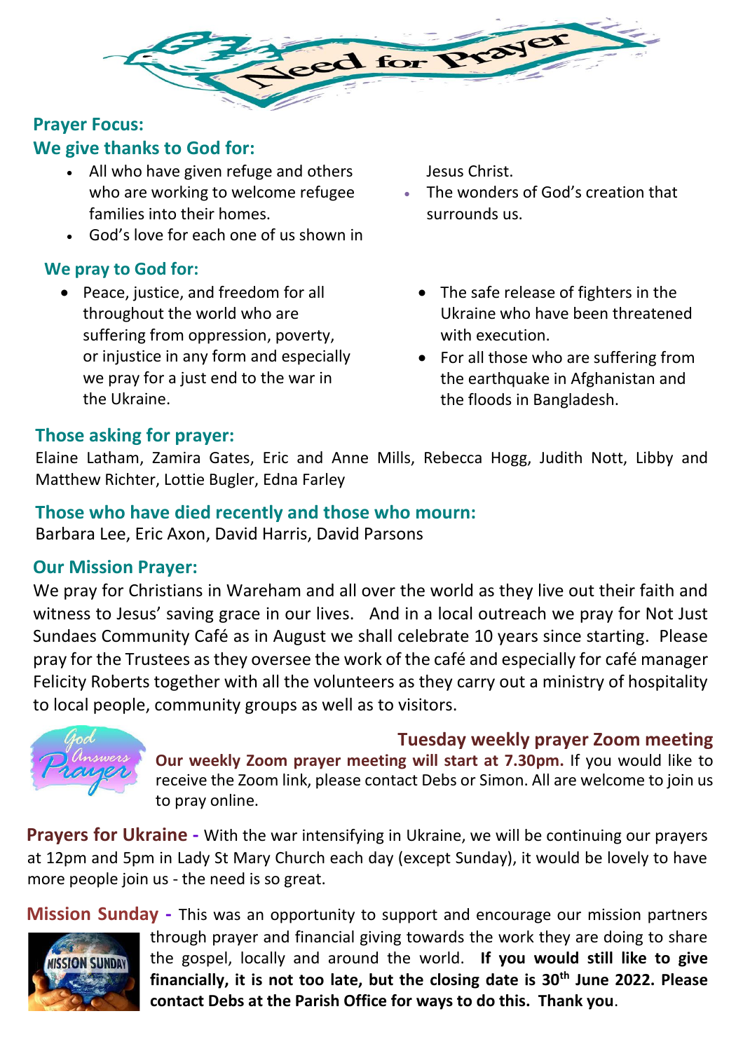# Need for Prayer

## Prayer Focus:

### We give thanks to God for:

- All who have given refuge and others who are working to welcome refugee families into their homes.
- God's love for each one of us shown in Jesus Christ.
- The wonders of God's creation that surrounds us.

### We pray to God for:

- Peace, justice, and freedom for all throughout the world who are suffering from oppression, poverty, or injustice in any form and especially we pray for a just end to the war in the Ukraine.
- The safe release of fighters in the Ukraine who have been threatened with execution.
- For all those who are suffering from the earthquake in Afghanistan and the floods in Bangladesh.

### Those asking for prayer:

Elaine Latham, Zamira Gates, Eric and Anne Mills, Rebecca Hogg, Judith Nott, Libby and Matthew Richter, Lottie Bugler, Edna Farley

### Those who have died recently and those who mourn:

Barbara Lee, Eric Axon, David Harris, David Parsons

### Our Mission Prayer:

We pray for Christians in Wareham and all over the world as they live out their faith and witness to Jesus' saving grace in our lives. And in a local outreach we pray for Not Just Sundaes Community Café as in August we shall celebrate 10 years since starting. Please pray for the Trustees as they oversee the work of the café and especially for café manager Felicity Roberts together with all the volunteers as they carry out a ministry of hospitality to local people, community groups as well as to visitors.

### Tuesday weekly prayer Zoom meeting

**Our weekly Zoom prayer meeting will start at 7.30pm.** If you would like to receive the Zoom link, please contact Debs or Simon. All are welcome to join us to pray online.

**Prayers for Ukraine -** With the war intensifying in Ukraine, we will be continuing our prayers at 12pm and 5pm in Lady St Mary Church each day (except Sunday), it would be lovely to have more people join us - the need is so great.

**Mission Sunday -** This was an opportunity to support and encourage our mission partners through prayer and financial giving towards the work they are doing to share the gospel, locally and around the world. **If you would still like to give financially, it is not too late, but the closing date is 30th June 2022. Please contact Debs at the Parish Office for ways to do this. Thank you**.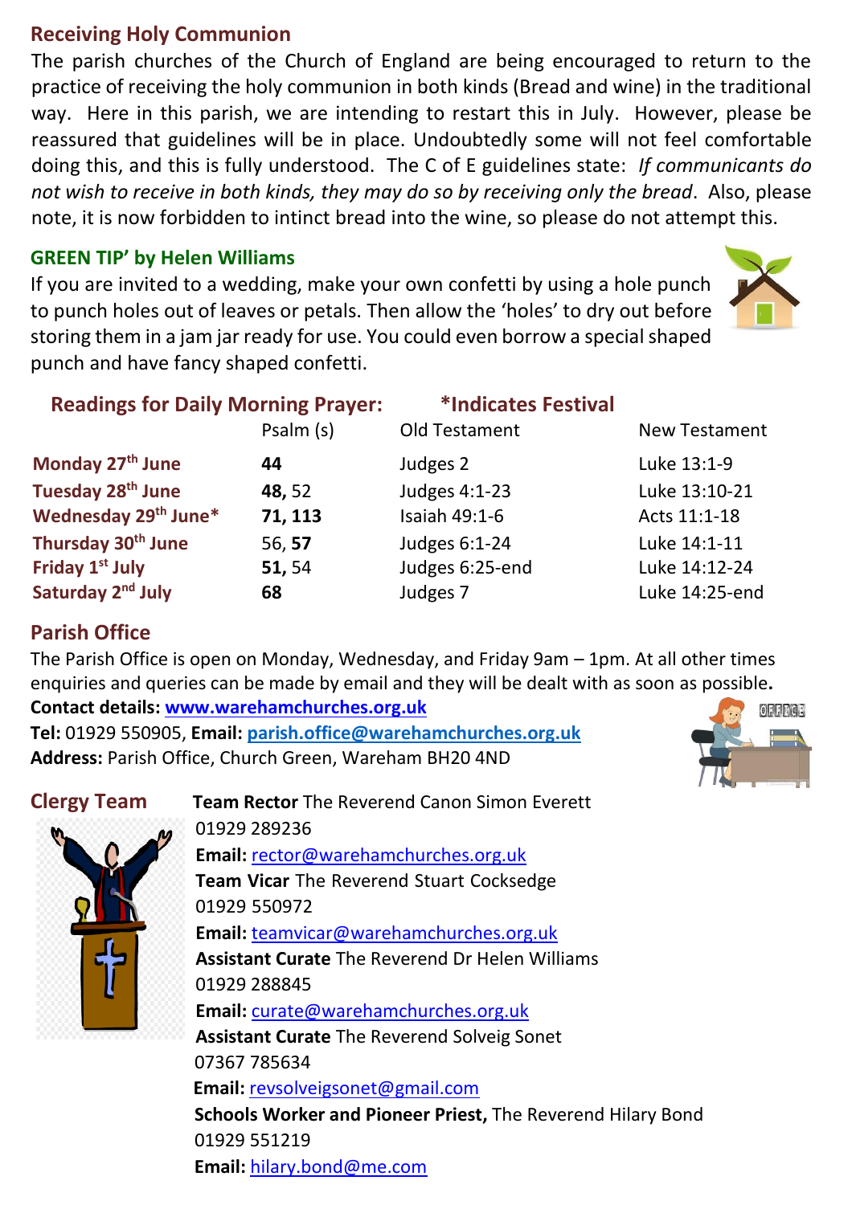## Receiving Holy Communion

The parish churches of the Church of England are being encouraged to return to the practice of receiving the holy communion in both kinds (Bread and wine) in the traditional way. Here in this parish, we are intending to restart this in July. However, please be reassured that guidelines will be in place. Undoubtedly some will not feel comfortable doing this, and this is fully understood. The C of E guidelines state: *If communicants do not wish to receive in both kinds, they may do so by receiving only the bread*. Also, please note, it is now forbidden to intinct bread into the wine, so please do not attempt this.

## GREEN TIP' by Helen Williams

If you are invited to a wedding, make your own confetti by using a hole punch to punch holes out of leaves or petals. Then allow the 'holes' to dry out before storing them in a jam jar ready for use. You could even borrow a special shaped punch and have fancy shaped confetti.

## Readings for Daily Morning Prayer: *Indicates Festival

| | Psalm (s) | Old Testament | New Testament |
|---|---|---|---|
| **Monday 27th June** | **44** | Judges 2 | Luke 13:1-9 |
| **Tuesday 28th June** | **48,** 52 | Judges 4:1-23 | Luke 13:10-21 |
| **Wednesday 29th June*** | **71, 113** | Isaiah 49:1-6 | Acts 11:1-18 |
| **Thursday 30th June** | 56, **57** | Judges 6:1-24 | Luke 14:1-11 |
| **Friday 1st July** | **51,** 54 | Judges 6:25-end | Luke 14:12-24 |
| **Saturday 2nd July** | **68** | Judges 7 | Luke 14:25-end |

## Parish Office

The Parish Office is open on Monday, Wednesday, and Friday 9am – 1pm. At all other times enquiries and queries can be made by email and they will be dealt with as soon as possible.

**Contact details:** www.warehamchurches.org.uk

**Tel:** 01929 550905, **Email:** parish.office@warehamchurches.org.uk

**Address:** Parish Office, Church Green, Wareham BH20 4ND

## Clergy Team

**Team Rector** The Reverend Canon Simon Everett
01929 289236
**Email:** rector@warehamchurches.org.uk

**Team Vicar** The Reverend Stuart Cocksedge
01929 550972
**Email:** teamvicar@warehamchurches.org.uk

**Assistant Curate** The Reverend Dr Helen Williams
01929 288845
**Email:** curate@warehamchurches.org.uk

**Assistant Curate** The Reverend Solveig Sonet
07367 785634
**Email:** revsolveigsonet@gmail.com

**Schools Worker and Pioneer Priest,** The Reverend Hilary Bond
01929 551219
**Email:** hilary.bond@me.com